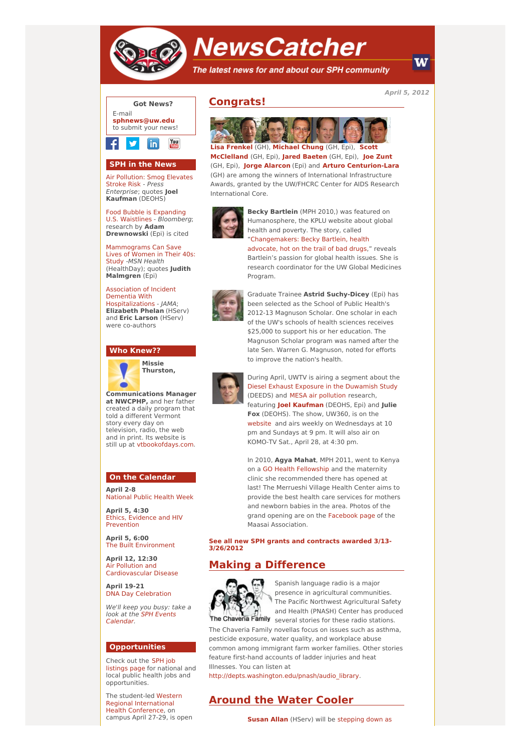# NewsCatcher

*The latest news for and about our SPH community*

*April 5, 2012*

## Congrats!

**Lisa Frenkel** (GH), **Michael Chung** (GH, Epi), **Scott McClelland** (GH, Epi), **Jared Baeten** (GH, Epi), **Joe Zunt** (GH, Epi), **Jorge Alarcon** (Epi) and **Arturo Centurion-Lara** (GH) are among the winners of International Infrastructure Awards, granted by the UW/FHCRC Center for AIDS Research International Core.

**Becky Bartlein** (MPH 2010,) was featured on Humanosphere, the KPLU website about global health and poverty. The story, called "Changemakers: Becky Bartlein, health advocate, hot on the trail of bad drugs," reveals Bartlein's passion for global health issues. She is research coordinator for the UW Global Medicines Program.

Graduate Trainee **Astrid Suchy-Dicey** (Epi) has been selected as the School of Public Health's 2012-13 Magnuson Scholar. One scholar in each of the UW's schools of health sciences receives $25,000 to support his or her education. The Magnuson Scholar program was named after the late Sen. Warren G. Magnuson, noted for efforts to improve the nation's health.

During April, UWTV is airing a segment about the Diesel Exhaust Exposure in the Duwamish Study (DEEDS) and MESA air pollution research, featuring **Joel Kaufman** (DEOHS, Epi) and **Julie Fox** (DEOHS). The show, UW360, is on the website and airs weekly on Wednesdays at 10 pm and Sundays at 9 pm. It will also air on KOMO-TV Sat., April 28, at 4:30 pm.

In 2010, **Agya Mahat**, MPH 2011, went to Kenya on a GO Health Fellowship and the maternity clinic she recommended there has opened at last! The Merrueshi Village Health Center aims to provide the best health care services for mothers and newborn babies in the area. Photos of the grand opening are on the Facebook page of the Maasai Association.

**See all new SPH grants and contracts awarded 3/13-3/26/2012**

## Making a Difference

Spanish language radio is a major presence in agricultural communities. The Pacific Northwest Agricultural Safety and Health (PNASH) Center has produced several stories for these radio stations. The Chaveria Family novellas focus on issues such as asthma, pesticide exposure, water quality, and workplace abuse common among immigrant farm worker families. Other stories feature first-hand accounts of ladder injuries and heat Illnesses. You can listen at http://depts.washington.edu/pnash/audio_library.

## Around the Water Cooler

**Susan Allan** (HServ) will be stepping down as

---

### Got News?

E-mail **sphnews@uw.edu** to submit your news!

### SPH in the News

Air Pollution: Smog Elevates Stroke Risk - *Press Enterprise*; quotes **Joel Kaufman** (DEOHS)

Food Bubble is Expanding U.S. Waistlines - *Bloomberg*; research by **Adam Drewnowski** (Epi) is cited

Mammograms Can Save Lives of Women in Their 40s: Study *-MSN Health* (HealthDay); quotes **Judith Malmgren** (Epi)

Association of Incident Dementia With Hospitalizations - *JAMA*; **Elizabeth Phelan** (HServ) and **Eric Larson** (HServ) were co-authors

### Who Knew??

**Missie Thurston, Communications Manager at NWCPHP,** and her father created a daily program that told a different Vermont story every day on television, radio, the web and in print. Its website is still up at vtbookofdays.com.

### On the Calendar

**April 2-8**
National Public Health Week

**April 5, 4:30**
Ethics, Evidence and HIV Prevention

**April 5, 6:00**
The Built Environment

**April 12, 12:30**
Air Pollution and Cardiovascular Disease

**April 19-21**
DNA Day Celebration

*We'll keep you busy: take a look at the SPH Events Calendar.*

### Opportunities

Check out the SPH job listings page for national and local public health jobs and opportunities.

The student-led Western Regional International Health Conference, on campus April 27-29, is open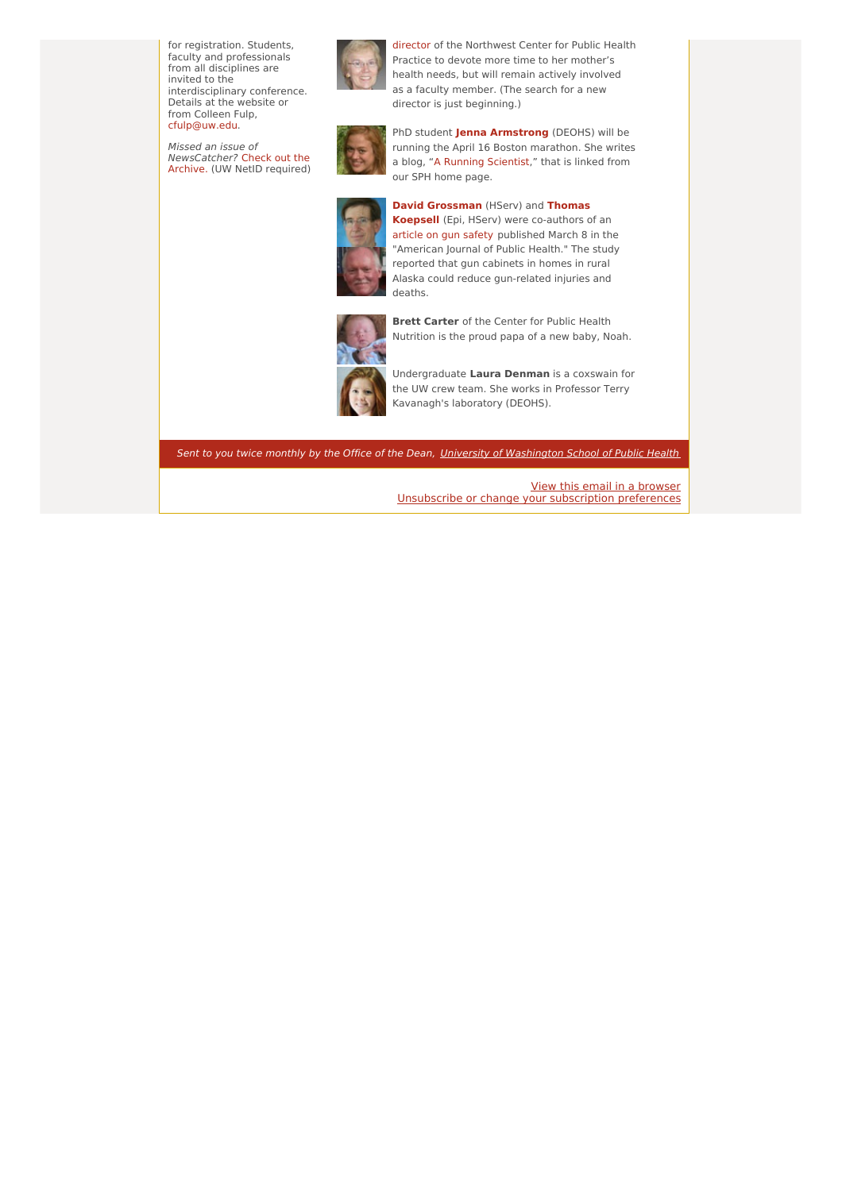for registration. Students, faculty and professionals from all disciplines are invited to the interdisciplinary conference. Details at the website or from Colleen Fulp, cfulp@uw.edu.

*Missed an issue of NewsCatcher?* Check out the Archive. (UW NetID required)

director of the Northwest Center for Public Health Practice to devote more time to her mother's health needs, but will remain actively involved as a faculty member. (The search for a new director is just beginning.)

PhD student **Jenna Armstrong** (DEOHS) will be running the April 16 Boston marathon. She writes a blog, "A Running Scientist," that is linked from our SPH home page.

**David Grossman** (HServ) and **Thomas Koepsell** (Epi, HServ) were co-authors of an article on gun safety published March 8 in the "American Journal of Public Health." The study reported that gun cabinets in homes in rural Alaska could reduce gun-related injuries and deaths.

**Brett Carter** of the Center for Public Health Nutrition is the proud papa of a new baby, Noah.

Undergraduate **Laura Denman** is a coxswain for the UW crew team. She works in Professor Terry Kavanagh's laboratory (DEOHS).

*Sent to you twice monthly by the Office of the Dean, University of Washington School of Public Health*

View this email in a browser
Unsubscribe or change your subscription preferences